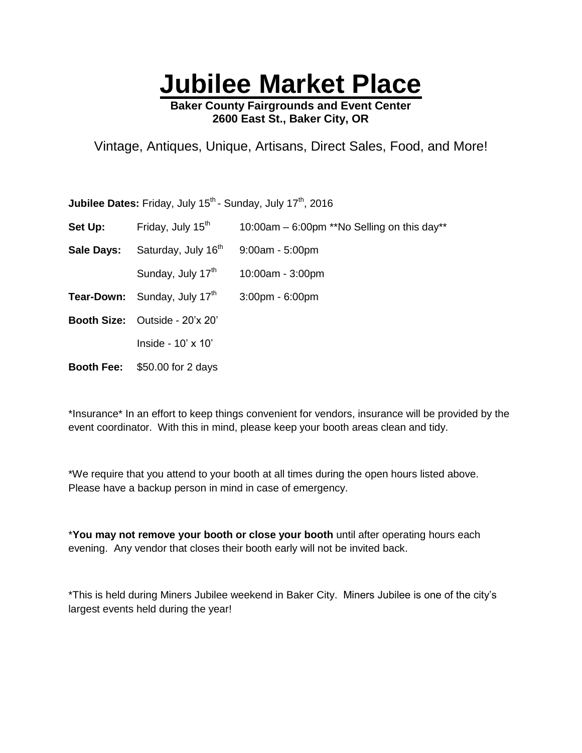# Jubilee Market Place

**Baker County Fairgrounds and Event Center**
**2600 East St., Baker City, OR**

Vintage, Antiques, Unique, Artisans, Direct Sales, Food, and More!

**Jubilee Dates:** Friday, July 15th - Sunday, July 17th, 2016

| | | |
|---|---|---|
| **Set Up:** | Friday, July 15th | 10:00am – 6:00pm **No Selling on this day** |
| **Sale Days:** | Saturday, July 16th | 9:00am - 5:00pm |
| | Sunday, July 17th | 10:00am - 3:00pm |
| **Tear-Down:** | Sunday, July 17th | 3:00pm - 6:00pm |
| **Booth Size:** | Outside - 20'x 20' | |
| | Inside - 10' x 10' | |
| **Booth Fee:** | $50.00 for 2 days | |

*Insurance* In an effort to keep things convenient for vendors, insurance will be provided by the event coordinator. With this in mind, please keep your booth areas clean and tidy.

*We require that you attend to your booth at all times during the open hours listed above. Please have a backup person in mind in case of emergency.

***You may not remove your booth or close your booth** until after operating hours each evening. Any vendor that closes their booth early will not be invited back.

*This is held during Miners Jubilee weekend in Baker City. Miners Jubilee is one of the city's largest events held during the year!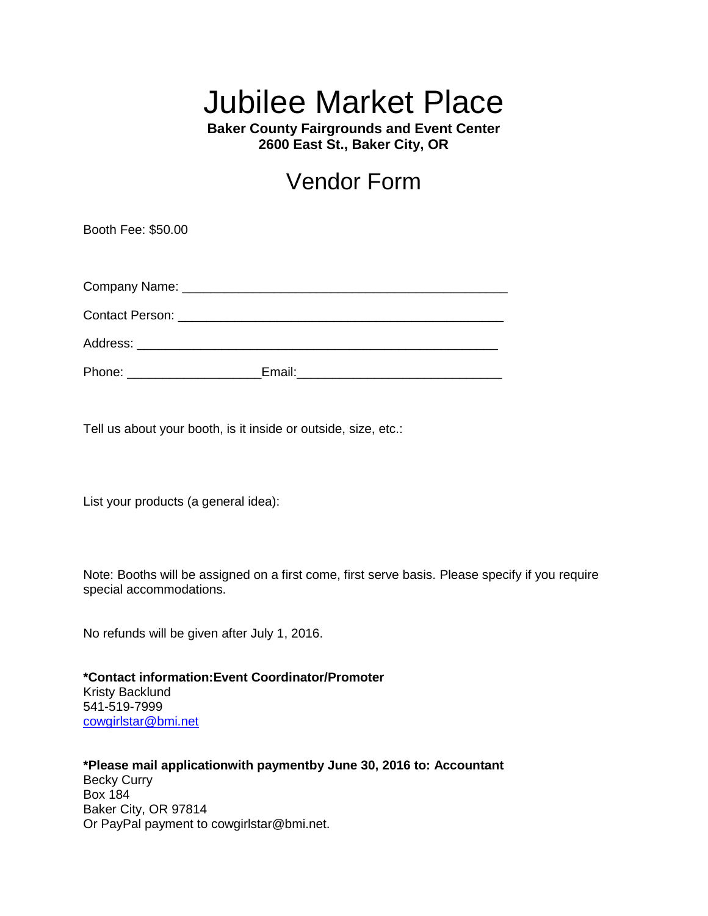# Jubilee Market Place

**Baker County Fairgrounds and Event Center**
**2600 East St., Baker City, OR**

## Vendor Form

Booth Fee: $50.00

Company Name: ______________________________________________

Contact Person: ______________________________________________

Address: ____________________________________________________

Phone: ___________________Email:_____________________________

Tell us about your booth, is it inside or outside, size, etc.:

List your products (a general idea):

Note: Booths will be assigned on a first come, first serve basis. Please specify if you require special accommodations.

No refunds will be given after July 1, 2016.

**\*Contact information:Event Coordinator/Promoter**
Kristy Backlund
541-519-7999
cowgirlstar@bmi.net

**\*Please mail applicationwith paymentby June 30, 2016 to: Accountant**
Becky Curry
Box 184
Baker City, OR 97814
Or PayPal payment to cowgirlstar@bmi.net.